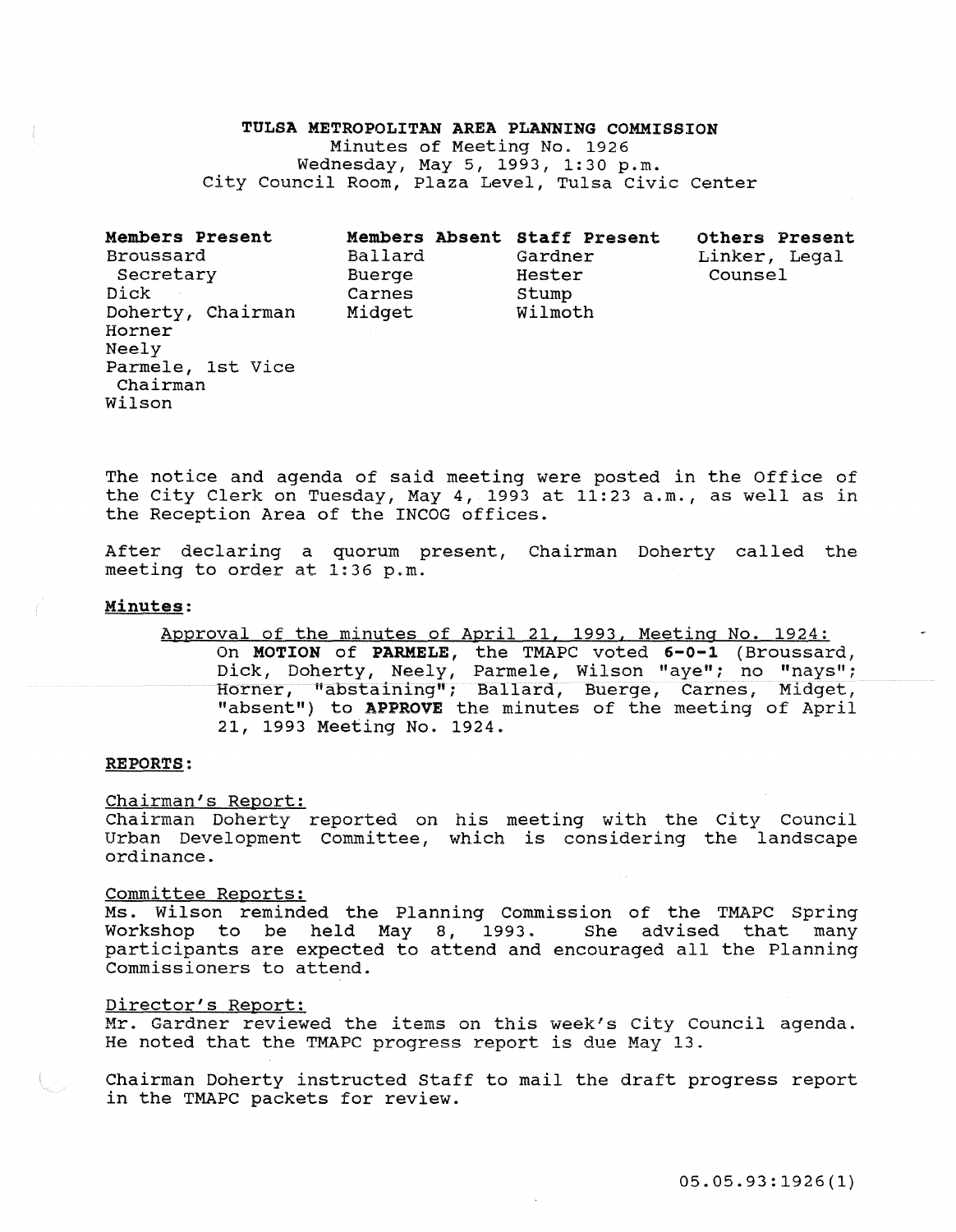# TULSA METROPOLITAN AREA PLANNING COMMISSION

Minutes of Meeting No. 1926
Wednesday, May 5, 1993, 1:30 p.m.
City Council Room, Plaza Level, Tulsa Civic Center

| **Members Present** | **Members Absent** | **Staff Present** | **Others Present** |
|---|---|---|---|
| Broussard Secretary | Ballard | Gardner | Linker, Legal Counsel |
| Dick | Buerge | Hester | |
| Doherty, Chairman | Carnes | Stump | |
| Horner | Midget | Wilmoth | |
| Neely | | | |
| Parmele, 1st Vice Chairman | | | |
| Wilson | | | |

The notice and agenda of said meeting were posted in the Office of the City Clerk on Tuesday, May 4, 1993 at 11:23 a.m., as well as in the Reception Area of the INCOG offices.

After declaring a quorum present, Chairman Doherty called the meeting to order at 1:36 p.m.

**Minutes:**

Approval of the minutes of April 21, 1993, Meeting No. 1924:

On **MOTION** of **PARMELE**, the TMAPC voted **6-0-1** (Broussard, Dick, Doherty, Neely, Parmele, Wilson "aye"; no "nays"; Horner, "abstaining"; Ballard, Buerge, Carnes, Midget, "absent") to **APPROVE** the minutes of the meeting of April 21, 1993 Meeting No. 1924.

**REPORTS:**

Chairman's Report:

Chairman Doherty reported on his meeting with the City Council Urban Development Committee, which is considering the landscape ordinance.

Committee Reports:

Ms. Wilson reminded the Planning Commission of the TMAPC Spring Workshop to be held May 8, 1993. She advised that many participants are expected to attend and encouraged all the Planning Commissioners to attend.

Director's Report:

Mr. Gardner reviewed the items on this week's City Council agenda. He noted that the TMAPC progress report is due May 13.

Chairman Doherty instructed Staff to mail the draft progress report in the TMAPC packets for review.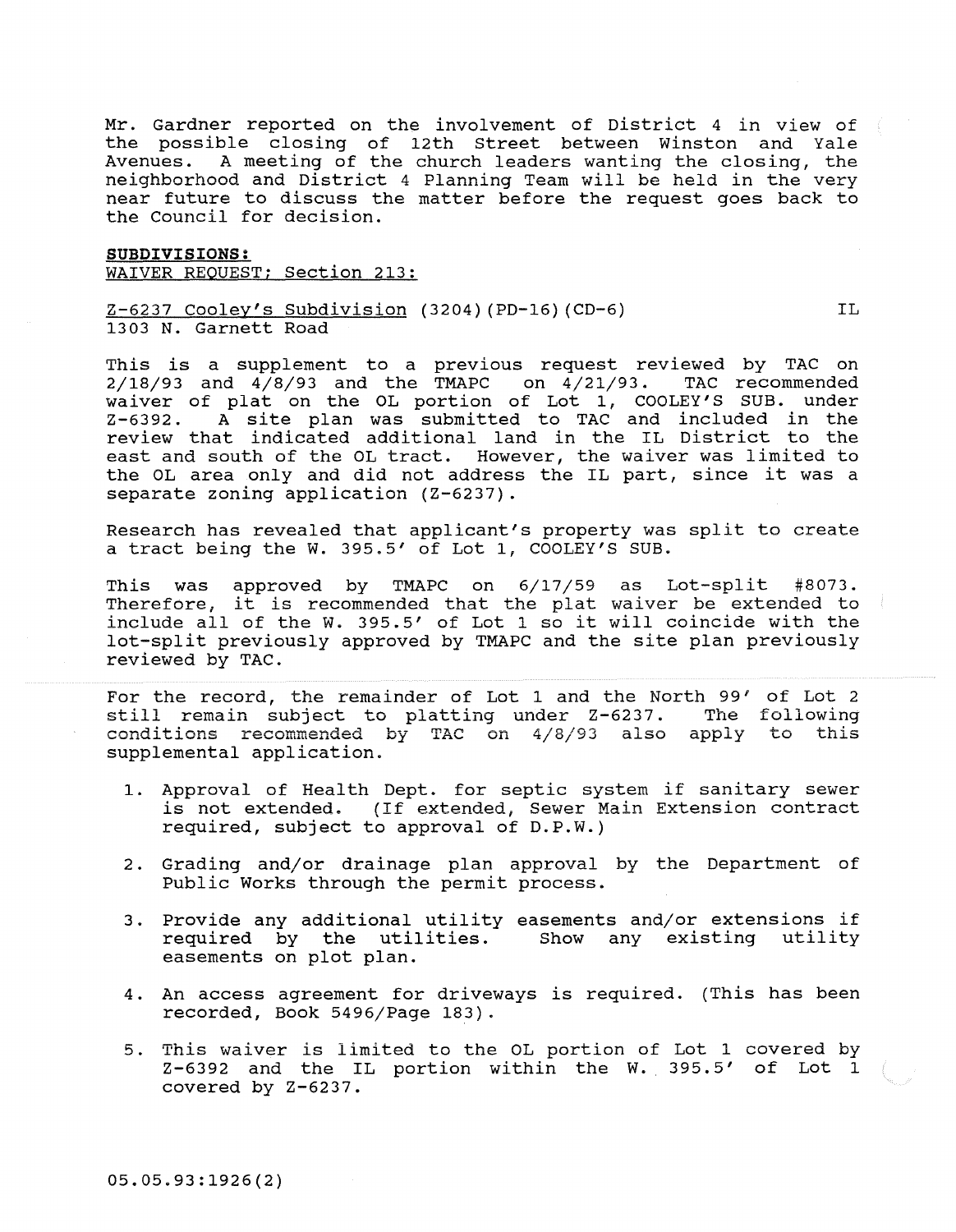Mr. Gardner reported on the involvement of District 4 in view of the possible closing of 12th Street between Winston and Yale Avenues. A meeting of the church leaders wanting the closing, the neighborhood and District 4 Planning Team will be held in the very near future to discuss the matter before the request goes back to the Council for decision.

**SUBDIVISIONS:**

WAIVER REQUEST; Section 213:

Z-6237 Cooley's Subdivision (3204)(PD-16)(CD-6) IL
1303 N. Garnett Road

This is a supplement to a previous request reviewed by TAC on 2/18/93 and 4/8/93 and the TMAPC on 4/21/93. TAC recommended waiver of plat on the OL portion of Lot 1, COOLEY'S SUB. under Z-6392. A site plan was submitted to TAC and included in the review that indicated additional land in the IL District to the east and south of the OL tract. However, the waiver was limited to the OL area only and did not address the IL part, since it was a separate zoning application (Z-6237).

Research has revealed that applicant's property was split to create a tract being the W. 395.5' of Lot 1, COOLEY'S SUB.

This was approved by TMAPC on 6/17/59 as Lot-split #8073. Therefore, it is recommended that the plat waiver be extended to include all of the W. 395.5' of Lot 1 so it will coincide with the lot-split previously approved by TMAPC and the site plan previously reviewed by TAC.

For the record, the remainder of Lot 1 and the North 99' of Lot 2 still remain subject to platting under Z-6237. The following conditions recommended by TAC on 4/8/93 also apply to this supplemental application.

1. Approval of Health Dept. for septic system if sanitary sewer is not extended. (If extended, Sewer Main Extension contract required, subject to approval of D.P.W.)

2. Grading and/or drainage plan approval by the Department of Public Works through the permit process.

3. Provide any additional utility easements and/or extensions if required by the utilities. Show any existing utility easements on plot plan.

4. An access agreement for driveways is required. (This has been recorded, Book 5496/Page 183).

5. This waiver is limited to the OL portion of Lot 1 covered by Z-6392 and the IL portion within the W. 395.5' of Lot 1 covered by Z-6237.

05.05.93:1926(2)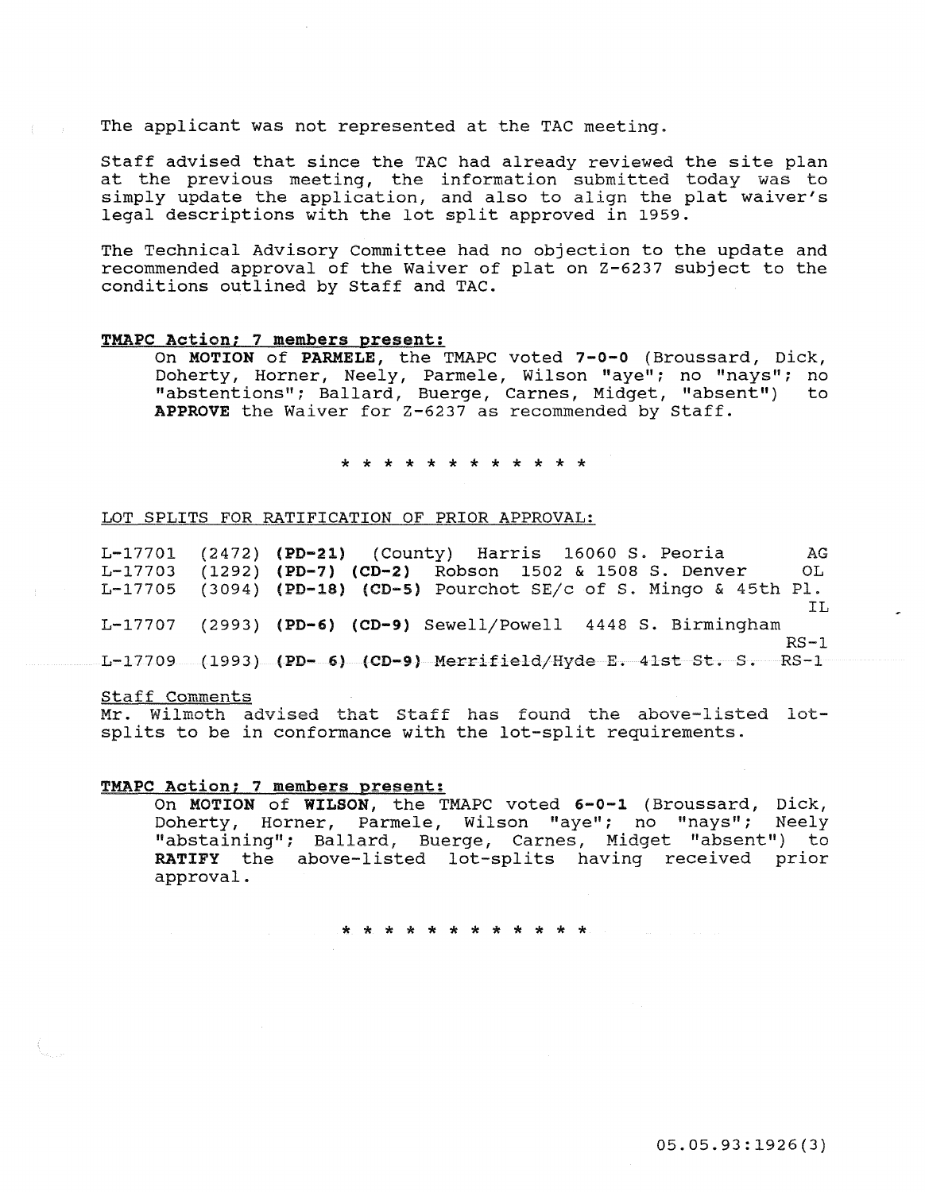The applicant was not represented at the TAC meeting.

Staff advised that since the TAC had already reviewed the site plan at the previous meeting, the information submitted today was to simply update the application, and also to align the plat waiver's legal descriptions with the lot split approved in 1959.

The Technical Advisory Committee had no objection to the update and recommended approval of the Waiver of plat on Z-6237 subject to the conditions outlined by Staff and TAC.

**TMAPC Action; 7 members present:**

On **MOTION** of **PARMELE**, the TMAPC voted **7-0-0** (Broussard, Dick, Doherty, Horner, Neely, Parmele, Wilson "aye"; no "nays"; no "abstentions"; Ballard, Buerge, Carnes, Midget, "absent") to **APPROVE** the Waiver for Z-6237 as recommended by Staff.

\* \* \* \* \* \* \* \* \* \* \* \*

LOT SPLITS FOR RATIFICATION OF PRIOR APPROVAL:

L-17701 (2472) **(PD-21)** (County) Harris 16060 S. Peoria AG
L-17703 (1292) **(PD-7) (CD-2)** Robson 1502 & 1508 S. Denver OL
L-17705 (3094) **(PD-18) (CD-5)** Pourchot SE/c of S. Mingo & 45th Pl. IL
L-17707 (2993) **(PD-6) (CD-9)** Sewell/Powell 4448 S. Birmingham RS-1
L-17709 (1993) **(PD- 6) (CD-9)** Merrifield/Hyde E. 41st St. S. RS-1

Staff Comments

Mr. Wilmoth advised that Staff has found the above-listed lot-splits to be in conformance with the lot-split requirements.

**TMAPC Action; 7 members present:**

On **MOTION** of **WILSON**, the TMAPC voted **6-0-1** (Broussard, Dick, Doherty, Horner, Parmele, Wilson "aye"; no "nays"; Neely "abstaining"; Ballard, Buerge, Carnes, Midget "absent") to **RATIFY** the above-listed lot-splits having received prior approval.

\* \* \* \* \* \* \* \* \* \* \* \*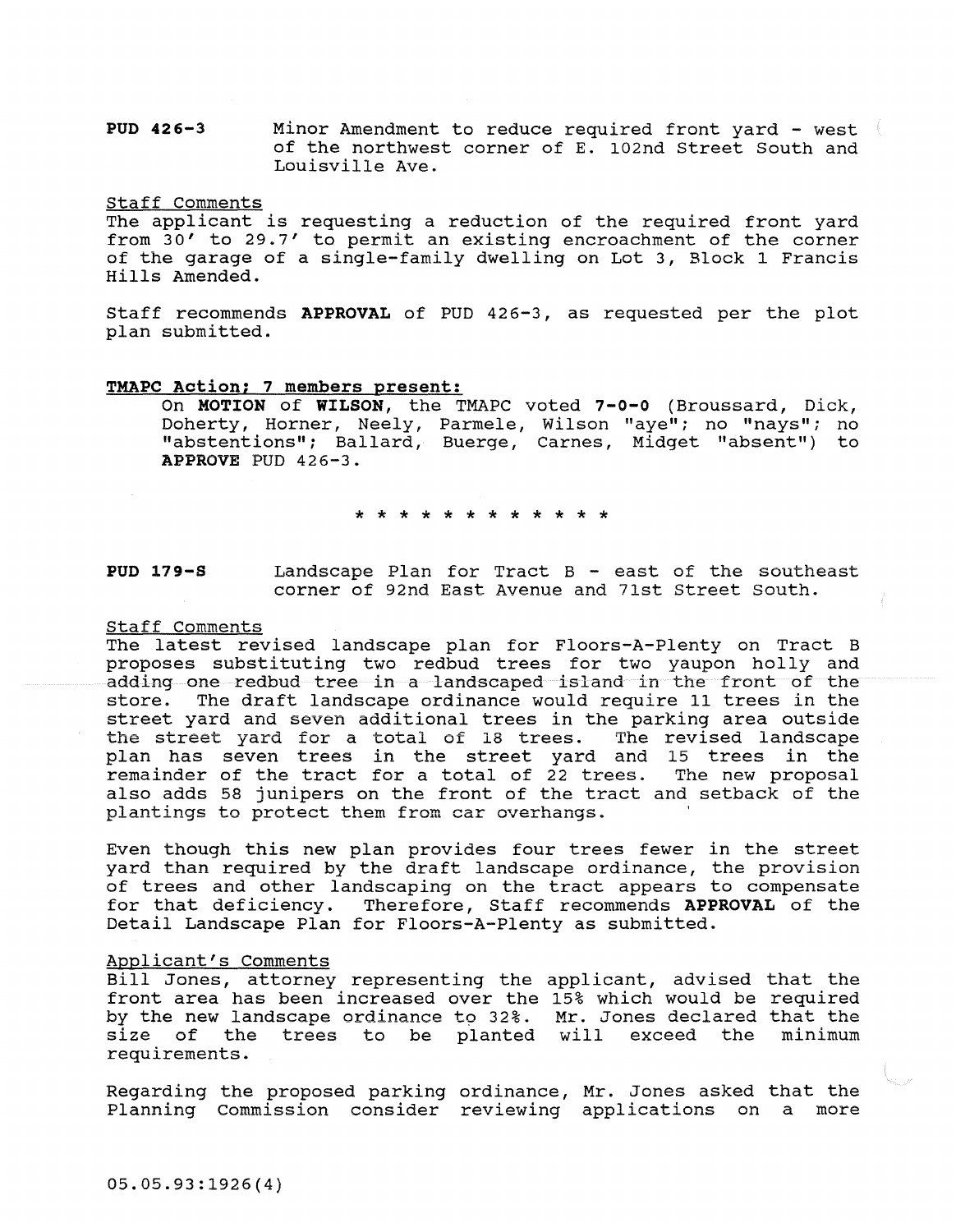**PUD 426-3** Minor Amendment to reduce required front yard - west of the northwest corner of E. 102nd Street South and Louisville Ave.

Staff Comments

The applicant is requesting a reduction of the required front yard from 30' to 29.7' to permit an existing encroachment of the corner of the garage of a single-family dwelling on Lot 3, Block 1 Francis Hills Amended.

Staff recommends **APPROVAL** of PUD 426-3, as requested per the plot plan submitted.

**TMAPC Action; 7 members present:**

On **MOTION** of **WILSON**, the TMAPC voted **7-0-0** (Broussard, Dick, Doherty, Horner, Neely, Parmele, Wilson "aye"; no "nays"; no "abstentions"; Ballard, Buerge, Carnes, Midget "absent") to **APPROVE** PUD 426-3.

* * * * * * * * * * * *

**PUD 179-S** Landscape Plan for Tract B - east of the southeast corner of 92nd East Avenue and 71st Street South.

Staff Comments

The latest revised landscape plan for Floors-A-Plenty on Tract B proposes substituting two redbud trees for two yaupon holly and adding one redbud tree in a landscaped island in the front of the store. The draft landscape ordinance would require 11 trees in the street yard and seven additional trees in the parking area outside the street yard for a total of 18 trees. The revised landscape plan has seven trees in the street yard and 15 trees in the remainder of the tract for a total of 22 trees. The new proposal also adds 58 junipers on the front of the tract and setback of the plantings to protect them from car overhangs.

Even though this new plan provides four trees fewer in the street yard than required by the draft landscape ordinance, the provision of trees and other landscaping on the tract appears to compensate for that deficiency. Therefore, Staff recommends **APPROVAL** of the Detail Landscape Plan for Floors-A-Plenty as submitted.

Applicant's Comments

Bill Jones, attorney representing the applicant, advised that the front area has been increased over the 15% which would be required by the new landscape ordinance to 32%. Mr. Jones declared that the size of the trees to be planted will exceed the minimum requirements.

Regarding the proposed parking ordinance, Mr. Jones asked that the Planning Commission consider reviewing applications on a more

05.05.93:1926(4)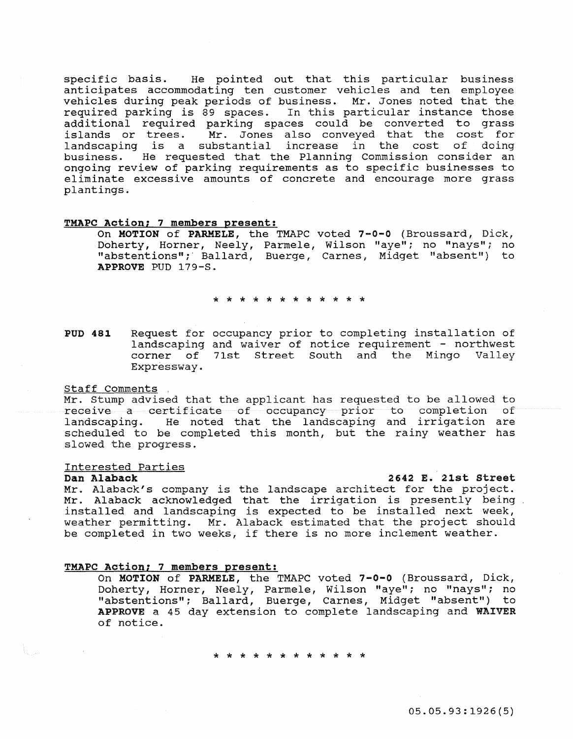specific basis. He pointed out that this particular business anticipates accommodating ten customer vehicles and ten employee vehicles during peak periods of business. Mr. Jones noted that the required parking is 89 spaces. In this particular instance those additional required parking spaces could be converted to grass islands or trees. Mr. Jones also conveyed that the cost for landscaping is a substantial increase in the cost of doing business. He requested that the Planning Commission consider an ongoing review of parking requirements as to specific businesses to eliminate excessive amounts of concrete and encourage more grass plantings.

**TMAPC Action; 7 members present:**

On **MOTION** of **PARMELE**, the TMAPC voted **7-0-0** (Broussard, Dick, Doherty, Horner, Neely, Parmele, Wilson "aye"; no "nays"; no "abstentions"; Ballard, Buerge, Carnes, Midget "absent") to **APPROVE** PUD 179-S.

\* \* \* \* \* \* \* \* \* \* \* \*

**PUD 481** Request for occupancy prior to completing installation of landscaping and waiver of notice requirement - northwest corner of 71st Street South and the Mingo Valley Expressway.

Staff Comments

Mr. Stump advised that the applicant has requested to be allowed to receive a certificate of occupancy prior to completion of landscaping. He noted that the landscaping and irrigation are scheduled to be completed this month, but the rainy weather has slowed the progress.

Interested Parties

**Dan Alaback** **2642 E. 21st Street**

Mr. Alaback's company is the landscape architect for the project. Mr. Alaback acknowledged that the irrigation is presently being installed and landscaping is expected to be installed next week, weather permitting. Mr. Alaback estimated that the project should be completed in two weeks, if there is no more inclement weather.

**TMAPC Action; 7 members present:**

On **MOTION** of **PARMELE**, the TMAPC voted **7-0-0** (Broussard, Dick, Doherty, Horner, Neely, Parmele, Wilson "aye"; no "nays"; no "abstentions"; Ballard, Buerge, Carnes, Midget "absent") to **APPROVE** a 45 day extension to complete landscaping and **WAIVER** of notice.

\* \* \* \* \* \* \* \* \* \* \* \*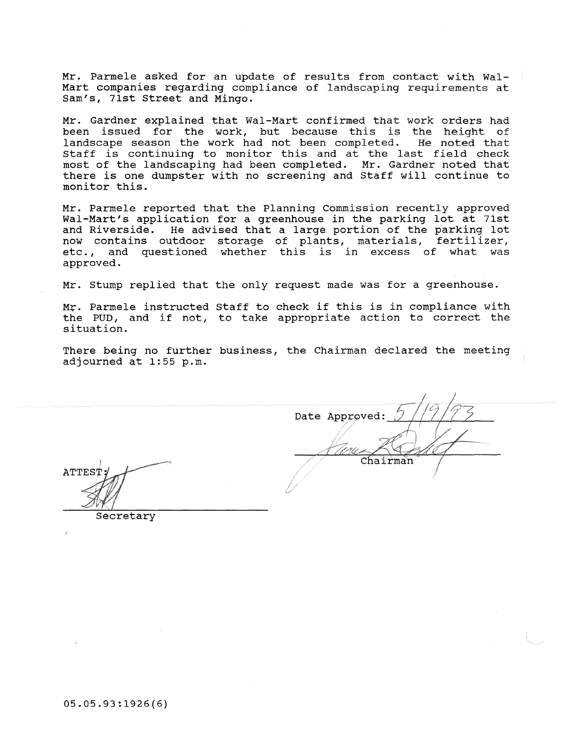Mr. Parmele asked for an update of results from contact with Wal-Mart companies regarding compliance of landscaping requirements at Sam's, 71st Street and Mingo.

Mr. Gardner explained that Wal-Mart confirmed that work orders had been issued for the work, but because this is the height of landscape season the work had not been completed. He noted that Staff is continuing to monitor this and at the last field check most of the landscaping had been completed. Mr. Gardner noted that there is one dumpster with no screening and Staff will continue to monitor this.

Mr. Parmele reported that the Planning Commission recently approved Wal-Mart's application for a greenhouse in the parking lot at 71st and Riverside. He advised that a large portion of the parking lot now contains outdoor storage of plants, materials, fertilizer, etc., and questioned whether this is in excess of what was approved.

Mr. Stump replied that the only request made was for a greenhouse.

Mr. Parmele instructed Staff to check if this is in compliance with the PUD, and if not, to take appropriate action to correct the situation.

There being no further business, the Chairman declared the meeting adjourned at 1:55 p.m.

Date Approved: 5/19/93

Chairman

ATTEST:

Secretary

05.05.93:1926(6)